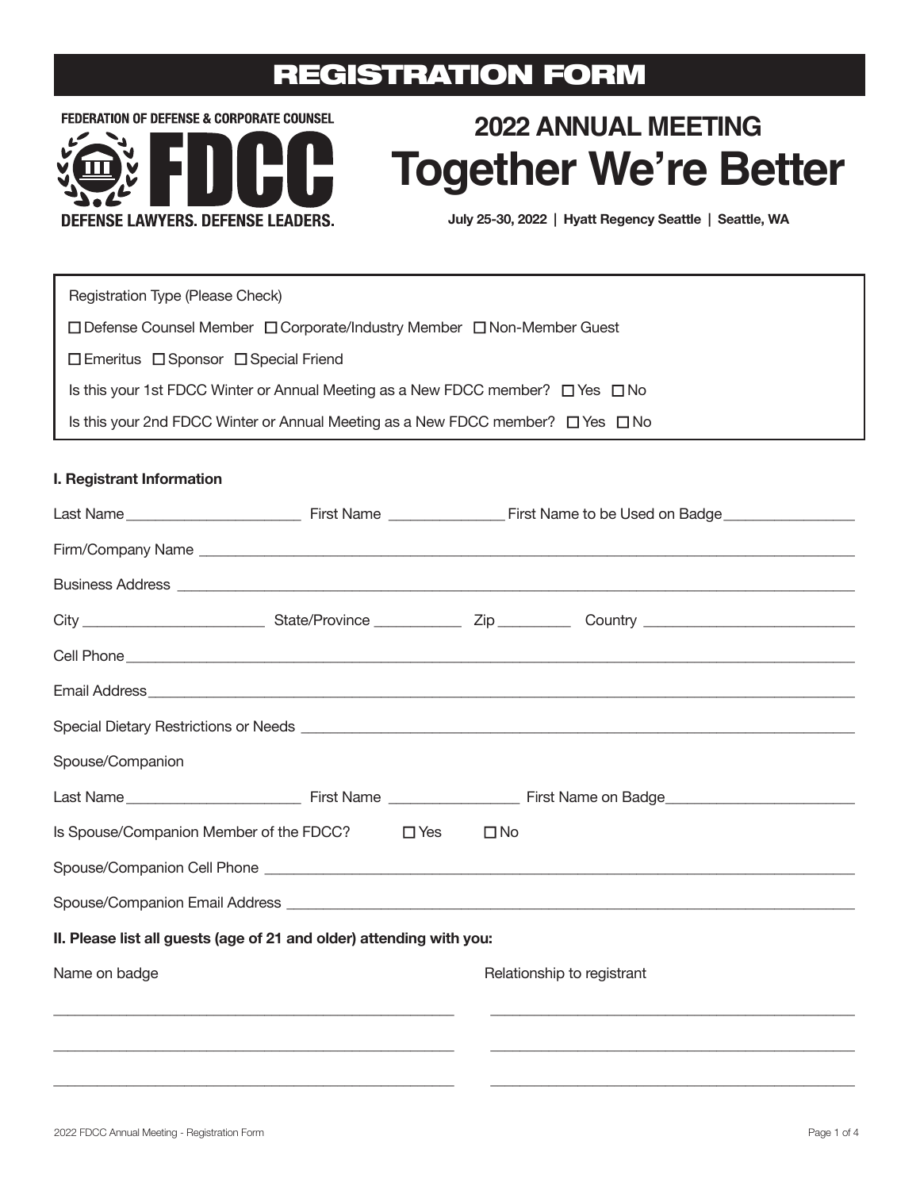# REGISTRATION FORM

FEDERATION OF DEFENSE & CORPORATE COUNSEL

FDCC

DEFENSE LAWYERS. DEFENSE LEADERS.

## 2022 ANNUAL MEETING

# Together We're Better

**July 25-30, 2022 | Hyatt Regency Seattle | Seattle, WA**

Registration Type (Please Check)

☐ Defense Counsel Member ☐ Corporate/Industry Member ☐ Non-Member Guest

☐ Emeritus ☐ Sponsor ☐ Special Friend

Is this your 1st FDCC Winter or Annual Meeting as a New FDCC member? ☐ Yes ☐ No

Is this your 2nd FDCC Winter or Annual Meeting as a New FDCC member? ☐ Yes ☐ No

**I. Registrant Information**

Last Name ______________________ First Name ______________ First Name to be Used on Badge ________________

Firm/Company Name ________________________________________________________________________________

Business Address _________________________________________________________________________________

City _______________________ State/Province ___________ Zip _________ Country ___________________________

Cell Phone _______________________________________________________________________________________

Email Address ____________________________________________________________________________________

Special Dietary Restrictions or Needs _________________________________________________________________

Spouse/Companion

Last Name ______________________ First Name ________________ First Name on Badge _______________________

Is Spouse/Companion Member of the FDCC? ☐ Yes ☐ No

Spouse/Companion Cell Phone _______________________________________________________________________

Spouse/Companion Email Address ____________________________________________________________________

**II. Please list all guests (age of 21 and older) attending with you:**

| Name on badge | Relationship to registrant |
|---|---|
| | |
| | |
| | |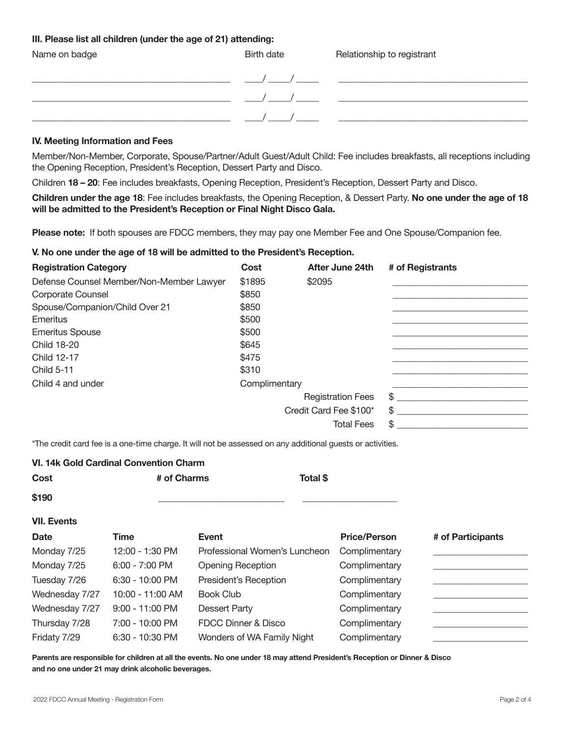### III. Please list all children (under the age of 21) attending:

| Name on badge | Birth date | Relationship to registrant |
|---|---|---|
| ______________________________ | ___/ ____/ ____ | ______________________________ |
| ______________________________ | ___/ ____/ ____ | ______________________________ |
| ______________________________ | ___/ ____/ ____ | ______________________________ |

### IV. Meeting Information and Fees

Member/Non-Member, Corporate, Spouse/Partner/Adult Guest/Adult Child: Fee includes breakfasts, all receptions including the Opening Reception, President's Reception, Dessert Party and Disco.

Children **18 – 20**: Fee includes breakfasts, Opening Reception, President's Reception, Dessert Party and Disco.

**Children under the age 18**: Fee includes breakfasts, the Opening Reception, & Dessert Party. **No one under the age of 18 will be admitted to the President's Reception or Final Night Disco Gala.**

**Please note:** If both spouses are FDCC members, they may pay one Member Fee and One Spouse/Companion fee.

### V. No one under the age of 18 will be admitted to the President's Reception.

| Registration Category | Cost | After June 24th | # of Registrants |
|---|---|---|---|
| Defense Counsel Member/Non-Member Lawyer | $1895 | $2095 | ____________________ |
| Corporate Counsel | $850 | | ____________________ |
| Spouse/Companion/Child Over 21 | $850 | | ____________________ |
| Emeritus | $500 | | ____________________ |
| Emeritus Spouse | $500 | | ____________________ |
| Child 18-20 | $645 | | ____________________ |
| Child 12-17 | $475 | | ____________________ |
| Child 5-11 | $310 | | ____________________ |
| Child 4 and under | Complimentary | | ____________________ |
| | | Registration Fees | $ ____________________ |
| | | Credit Card Fee $100* | $ ____________________ |
| | | Total Fees | $ ____________________ |

*The credit card fee is a one-time charge. It will not be assessed on any additional guests or activities.

### VI. 14k Gold Cardinal Convention Charm

| Cost | # of Charms | Total $ |
|---|---|---|
| **$190** | ____________________ | ____________________ |

### VII. Events

| Date | Time | Event | Price/Person | # of Participants |
|---|---|---|---|---|
| Monday 7/25 | 12:00 - 1:30 PM | Professional Women's Luncheon | Complimentary | ______________ |
| Monday 7/25 | 6:00 - 7:00 PM | Opening Reception | Complimentary | ______________ |
| Tuesday 7/26 | 6:30 - 10:00 PM | President's Reception | Complimentary | ______________ |
| Wednesday 7/27 | 10:00 - 11:00 AM | Book Club | Complimentary | ______________ |
| Wednesday 7/27 | 9:00 - 11:00 PM | Dessert Party | Complimentary | ______________ |
| Thursday 7/28 | 7:00 - 10:00 PM | FDCC Dinner & Disco | Complimentary | ______________ |
| Fridaty 7/29 | 6:30 - 10:30 PM | Wonders of WA Family Night | Complimentary | ______________ |

**Parents are responsible for children at all the events. No one under 18 may attend President's Reception or Dinner & Disco and no one under 21 may drink alcoholic beverages.**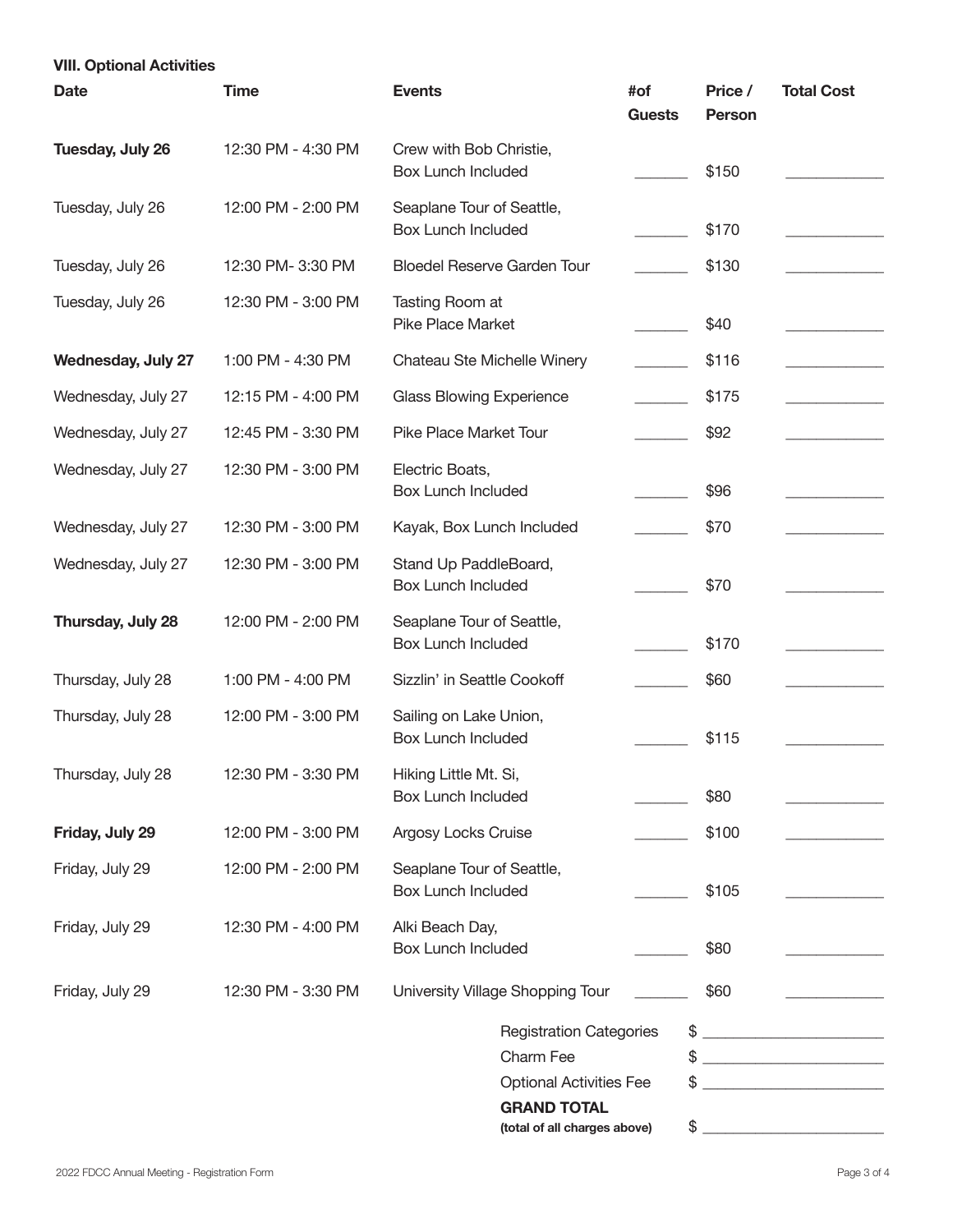### VIII. Optional Activities

| Date | Time | Events | # of Guests | Price / Person | Total Cost |
|---|---|---|---|---|---|
| **Tuesday, July 26** | 12:30 PM - 4:30 PM | Crew with Bob Christie, Box Lunch Included | ______ | $150 | ____________ |
| Tuesday, July 26 | 12:00 PM - 2:00 PM | Seaplane Tour of Seattle, Box Lunch Included | ______ | $170 | ____________ |
| Tuesday, July 26 | 12:30 PM- 3:30 PM | Bloedel Reserve Garden Tour | ______ | $130 | ____________ |
| Tuesday, July 26 | 12:30 PM - 3:00 PM | Tasting Room at Pike Place Market | ______ | $40 | ____________ |
| **Wednesday, July 27** | 1:00 PM - 4:30 PM | Chateau Ste Michelle Winery | ______ | $116 | ____________ |
| Wednesday, July 27 | 12:15 PM - 4:00 PM | Glass Blowing Experience | ______ | $175 | ____________ |
| Wednesday, July 27 | 12:45 PM - 3:30 PM | Pike Place Market Tour | ______ | $92 | ____________ |
| Wednesday, July 27 | 12:30 PM - 3:00 PM | Electric Boats, Box Lunch Included | ______ | $96 | ____________ |
| Wednesday, July 27 | 12:30 PM - 3:00 PM | Kayak, Box Lunch Included | ______ | $70 | ____________ |
| Wednesday, July 27 | 12:30 PM - 3:00 PM | Stand Up PaddleBoard, Box Lunch Included | ______ | $70 | ____________ |
| **Thursday, July 28** | 12:00 PM - 2:00 PM | Seaplane Tour of Seattle, Box Lunch Included | ______ | $170 | ____________ |
| Thursday, July 28 | 1:00 PM - 4:00 PM | Sizzlin' in Seattle Cookoff | ______ | $60 | ____________ |
| Thursday, July 28 | 12:00 PM - 3:00 PM | Sailing on Lake Union, Box Lunch Included | ______ | $115 | ____________ |
| Thursday, July 28 | 12:30 PM - 3:30 PM | Hiking Little Mt. Si, Box Lunch Included | ______ | $80 | ____________ |
| **Friday, July 29** | 12:00 PM - 3:00 PM | Argosy Locks Cruise | ______ | $100 | ____________ |
| Friday, July 29 | 12:00 PM - 2:00 PM | Seaplane Tour of Seattle, Box Lunch Included | ______ | $105 | ____________ |
| Friday, July 29 | 12:30 PM - 4:00 PM | Alki Beach Day, Box Lunch Included | ______ | $80 | ____________ |
| Friday, July 29 | 12:30 PM - 3:30 PM | University Village Shopping Tour | ______ | $60 | ____________ |

Registration Categories $ ____________________

Charm Fee $ ____________________

Optional Activities Fee $ ____________________

**GRAND TOTAL**
**(total of all charges above)** $ ____________________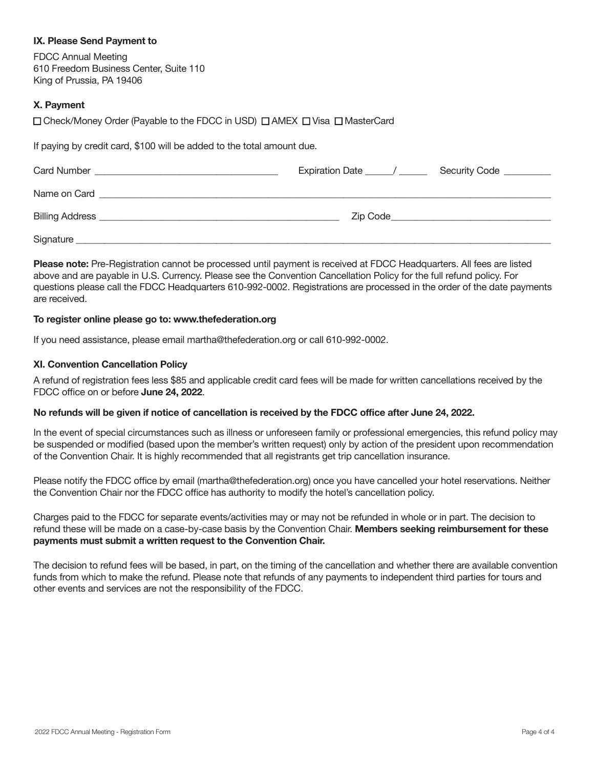### IX. Please Send Payment to

FDCC Annual Meeting
610 Freedom Business Center, Suite 110
King of Prussia, PA 19406

### X. Payment

☐ Check/Money Order (Payable to the FDCC in USD) ☐ AMEX ☐ Visa ☐ MasterCard

If paying by credit card, $100 will be added to the total amount due.

Card Number ____________________________________ Expiration Date ______/ ______ Security Code _________

Name on Card ____________________________________________________________________________________________

Billing Address ______________________________________________ Zip Code_______________________________

Signature _______________________________________________________________________________________________

**Please note:** Pre-Registration cannot be processed until payment is received at FDCC Headquarters. All fees are listed above and are payable in U.S. Currency. Please see the Convention Cancellation Policy for the full refund policy. For questions please call the FDCC Headquarters 610-992-0002. Registrations are processed in the order of the date payments are received.

**To register online please go to: www.thefederation.org**

If you need assistance, please email martha@thefederation.org or call 610-992-0002.

### XI. Convention Cancellation Policy

A refund of registration fees less $85 and applicable credit card fees will be made for written cancellations received by the FDCC office on or before **June 24, 2022**.

**No refunds will be given if notice of cancellation is received by the FDCC office after June 24, 2022.**

In the event of special circumstances such as illness or unforeseen family or professional emergencies, this refund policy may be suspended or modified (based upon the member's written request) only by action of the president upon recommendation of the Convention Chair. It is highly recommended that all registrants get trip cancellation insurance.

Please notify the FDCC office by email (martha@thefederation.org) once you have cancelled your hotel reservations. Neither the Convention Chair nor the FDCC office has authority to modify the hotel's cancellation policy.

Charges paid to the FDCC for separate events/activities may or may not be refunded in whole or in part. The decision to refund these will be made on a case-by-case basis by the Convention Chair. **Members seeking reimbursement for these payments must submit a written request to the Convention Chair.**

The decision to refund fees will be based, in part, on the timing of the cancellation and whether there are available convention funds from which to make the refund. Please note that refunds of any payments to independent third parties for tours and other events and services are not the responsibility of the FDCC.